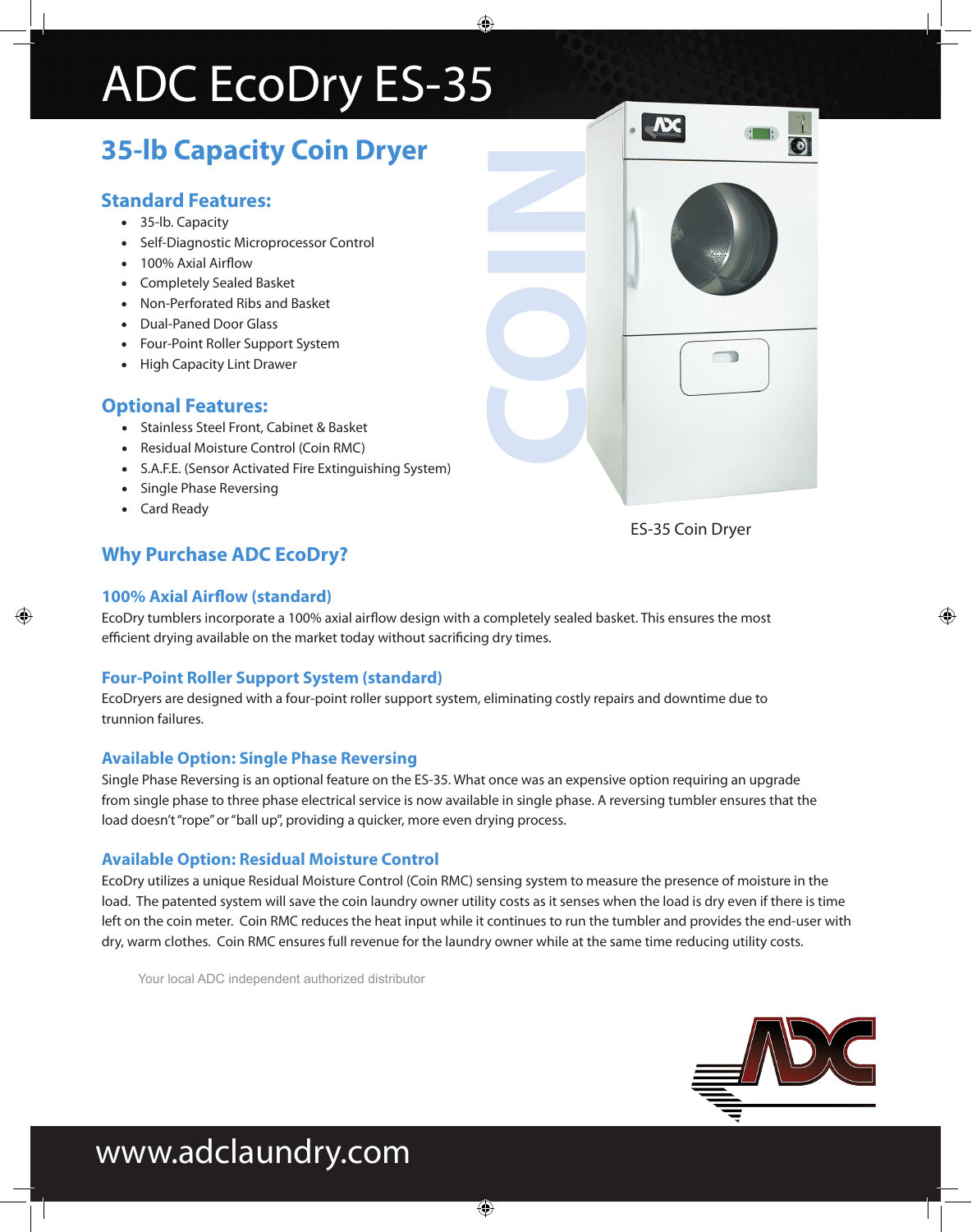# ADC EcoDry ES-35

## 35-lb Capacity Coin Dryer

### Standard Features:

- 35-lb. Capacity
- Self-Diagnostic Microprocessor Control
- 100% Axial Airflow
- Completely Sealed Basket
- Non-Perforated Ribs and Basket
- Dual-Paned Door Glass
- Four-Point Roller Support System
- High Capacity Lint Drawer

### Optional Features:

- Stainless Steel Front, Cabinet & Basket
- Residual Moisture Control (Coin RMC)
- S.A.F.E. (Sensor Activated Fire Extinguishing System)
- Single Phase Reversing
- Card Ready

COIN

ES-35 Coin Dryer

## Why Purchase ADC EcoDry?

### 100% Axial Airflow (standard)

EcoDry tumblers incorporate a 100% axial airflow design with a completely sealed basket. This ensures the most efficient drying available on the market today without sacrificing dry times.

### Four-Point Roller Support System (standard)

EcoDryers are designed with a four-point roller support system, eliminating costly repairs and downtime due to trunnion failures.

### Available Option: Single Phase Reversing

Single Phase Reversing is an optional feature on the ES-35. What once was an expensive option requiring an upgrade from single phase to three phase electrical service is now available in single phase. A reversing tumbler ensures that the load doesn't "rope" or "ball up", providing a quicker, more even drying process.

### Available Option: Residual Moisture Control

EcoDry utilizes a unique Residual Moisture Control (Coin RMC) sensing system to measure the presence of moisture in the load. The patented system will save the coin laundry owner utility costs as it senses when the load is dry even if there is time left on the coin meter. Coin RMC reduces the heat input while it continues to run the tumbler and provides the end-user with dry, warm clothes. Coin RMC ensures full revenue for the laundry owner while at the same time reducing utility costs.

Your local ADC independent authorized distributor

www.adclaundry.com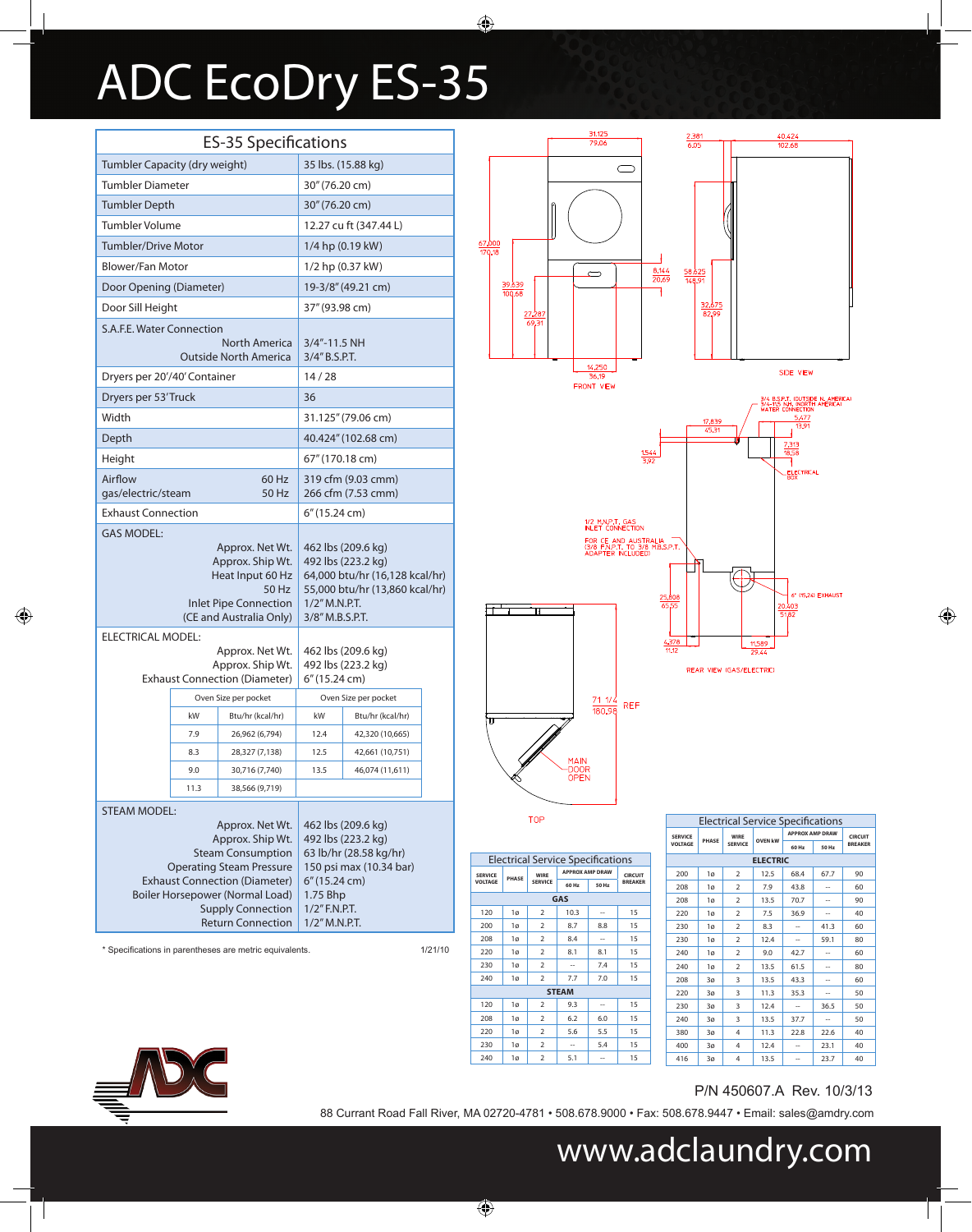# ADC EcoDry ES-35

## ES-35 Specifications

| ES-35 Specifications | |
|---|---|
| Tumbler Capacity (dry weight) | 35 lbs. (15.88 kg) |
| Tumbler Diameter | 30" (76.20 cm) |
| Tumbler Depth | 30" (76.20 cm) |
| Tumbler Volume | 12.27 cu ft (347.44 L) |
| Tumbler/Drive Motor | 1/4 hp (0.19 kW) |
| Blower/Fan Motor | 1/2 hp (0.37 kW) |
| Door Opening (Diameter) | 19-3/8" (49.21 cm) |
| Door Sill Height | 37" (93.98 cm) |
| S.A.F.E. Water Connection — North America | 3/4"-11.5 NH |
| S.A.F.E. Water Connection — Outside North America | 3/4" B.S.P.T. |
| Dryers per 20'/40' Container | 14 / 28 |
| Dryers per 53' Truck | 36 |
| Width | 31.125" (79.06 cm) |
| Depth | 40.424" (102.68 cm) |
| Height | 67" (170.18 cm) |
| Airflow gas/electric/steam 60 Hz | 319 cfm (9.03 cmm) |
| Airflow gas/electric/steam 50 Hz | 266 cfm (7.53 cmm) |
| Exhaust Connection | 6" (15.24 cm) |
| **GAS MODEL:** | |
| Approx. Net Wt. | 462 lbs (209.6 kg) |
| Approx. Ship Wt. | 492 lbs (223.2 kg) |
| Heat Input 60 Hz | 64,000 btu/hr (16,128 kcal/hr) |
| Heat Input 50 Hz | 55,000 btu/hr (13,860 kcal/hr) |
| Inlet Pipe Connection | 1/2" M.N.P.T. |
| Inlet Pipe Connection (CE and Australia Only) | 3/8" M.B.S.P.T. |
| **ELECTRICAL MODEL:** | |
| Approx. Net Wt. | 462 lbs (209.6 kg) |
| Approx. Ship Wt. | 492 lbs (223.2 kg) |
| Exhaust Connection (Diameter) | 6" (15.24 cm) |

| Oven Size per pocket | | Oven Size per pocket | |
|---|---|---|---|
| kW | Btu/hr (kcal/hr) | kW | Btu/hr (kcal/hr) |
| 7.9 | 26,962 (6,794) | 12.4 | 42,320 (10,665) |
| 8.3 | 28,327 (7,138) | 12.5 | 42,661 (10,751) |
| 9.0 | 30,716 (7,740) | 13.5 | 46,074 (11,611) |
| 11.3 | 38,566 (9,719) | | |

| **STEAM MODEL:** | |
|---|---|
| Approx. Net Wt. | 462 lbs (209.6 kg) |
| Approx. Ship Wt. | 492 lbs (223.2 kg) |
| Steam Consumption | 63 lb/hr (28.58 kg/hr) |
| Operating Steam Pressure | 150 psi max (10.34 bar) |
| Exhaust Connection (Diameter) | 6" (15.24 cm) |
| Boiler Horsepower (Normal Load) | 1.75 Bhp |
| Supply Connection | 1/2" F.N.P.T. |
| Return Connection | 1/2" M.N.P.T. |

* Specifications in parentheses are metric equivalents.

1/21/10

31.125
79.06

2.381
6.05

40.424
102.68

67.000
170.18

39.639
100.68

27.287
69.31

8.144
20.69

58.625
148.91

32.675
82.99

14.250
36.19

FRONT VIEW

SIDE VIEW

3/4 B.S.P.T. (OUTSIDE N. AMERICA)
3/4-11.5 NH. (NORTH AMERICA)
WATER CONNECTION

17.839
45.31

5.477
13.91

1.544
3.92

7.313
18.58

ELECTRICAL BOX

1/2 M.N.P.T. GAS INLET CONNECTION

FOR CE AND AUSTRALIA (3/8 F.N.P.T. TO 3/8 M.B.S.P.T. ADAPTER INCLUDED)

25.808
65.55

6" (15.24) EXHAUST

20.403
51.82

4.378
11.12

11.589
29.44

REAR VIEW (GAS/ELECTRIC)

71 1/4
180.98
REF

MAIN DOOR OPEN

TOP

## Electrical Service Specifications

| SERVICE VOLTAGE | PHASE | WIRE SERVICE | APPROX AMP DRAW 60 Hz | APPROX AMP DRAW 50 Hz | CIRCUIT BREAKER |
|---|---|---|---|---|---|
| **GAS** | | | | | |
| 120 | 1ø | 2 | 10.3 | -- | 15 |
| 200 | 1ø | 2 | 8.7 | 8.8 | 15 |
| 208 | 1ø | 2 | 8.4 | -- | 15 |
| 220 | 1ø | 2 | 8.1 | 8.1 | 15 |
| 230 | 1ø | 2 | -- | 7.4 | 15 |
| 240 | 1ø | 2 | 7.7 | 7.0 | 15 |
| **STEAM** | | | | | |
| 120 | 1ø | 2 | 9.3 | -- | 15 |
| 208 | 1ø | 2 | 6.2 | 6.0 | 15 |
| 220 | 1ø | 2 | 5.6 | 5.5 | 15 |
| 230 | 1ø | 2 | -- | 5.4 | 15 |
| 240 | 1ø | 2 | 5.1 | -- | 15 |

## Electrical Service Specifications

| SERVICE VOLTAGE | PHASE | WIRE SERVICE | OVEN kW | APPROX AMP DRAW 60 Hz | APPROX AMP DRAW 50 Hz | CIRCUIT BREAKER |
|---|---|---|---|---|---|---|
| **ELECTRIC** | | | | | | |
| 200 | 1ø | 2 | 12.5 | 68.4 | 67.7 | 90 |
| 208 | 1ø | 2 | 7.9 | 43.8 | -- | 60 |
| 208 | 1ø | 2 | 13.5 | 70.7 | -- | 90 |
| 220 | 1ø | 2 | 7.5 | 36.9 | -- | 40 |
| 230 | 1ø | 2 | 8.3 | -- | 41.3 | 60 |
| 230 | 1ø | 2 | 12.4 | -- | 59.1 | 80 |
| 240 | 1ø | 2 | 9.0 | 42.7 | -- | 60 |
| 240 | 1ø | 2 | 13.5 | 61.5 | -- | 80 |
| 208 | 3ø | 3 | 13.5 | 43.3 | -- | 60 |
| 220 | 3ø | 3 | 11.3 | 35.3 | -- | 50 |
| 230 | 3ø | 3 | 12.4 | -- | 36.5 | 50 |
| 240 | 3ø | 3 | 13.5 | 37.7 | -- | 50 |
| 380 | 3ø | 4 | 11.3 | 22.8 | 22.6 | 40 |
| 400 | 3ø | 4 | 12.4 | -- | 23.1 | 40 |
| 416 | 3ø | 4 | 13.5 | -- | 23.7 | 40 |

P/N 450607.A Rev. 10/3/13

88 Currant Road Fall River, MA 02720-4781 • 508.678.9000 • Fax: 508.678.9447 • Email: sales@amdry.com

www.adclaundry.com